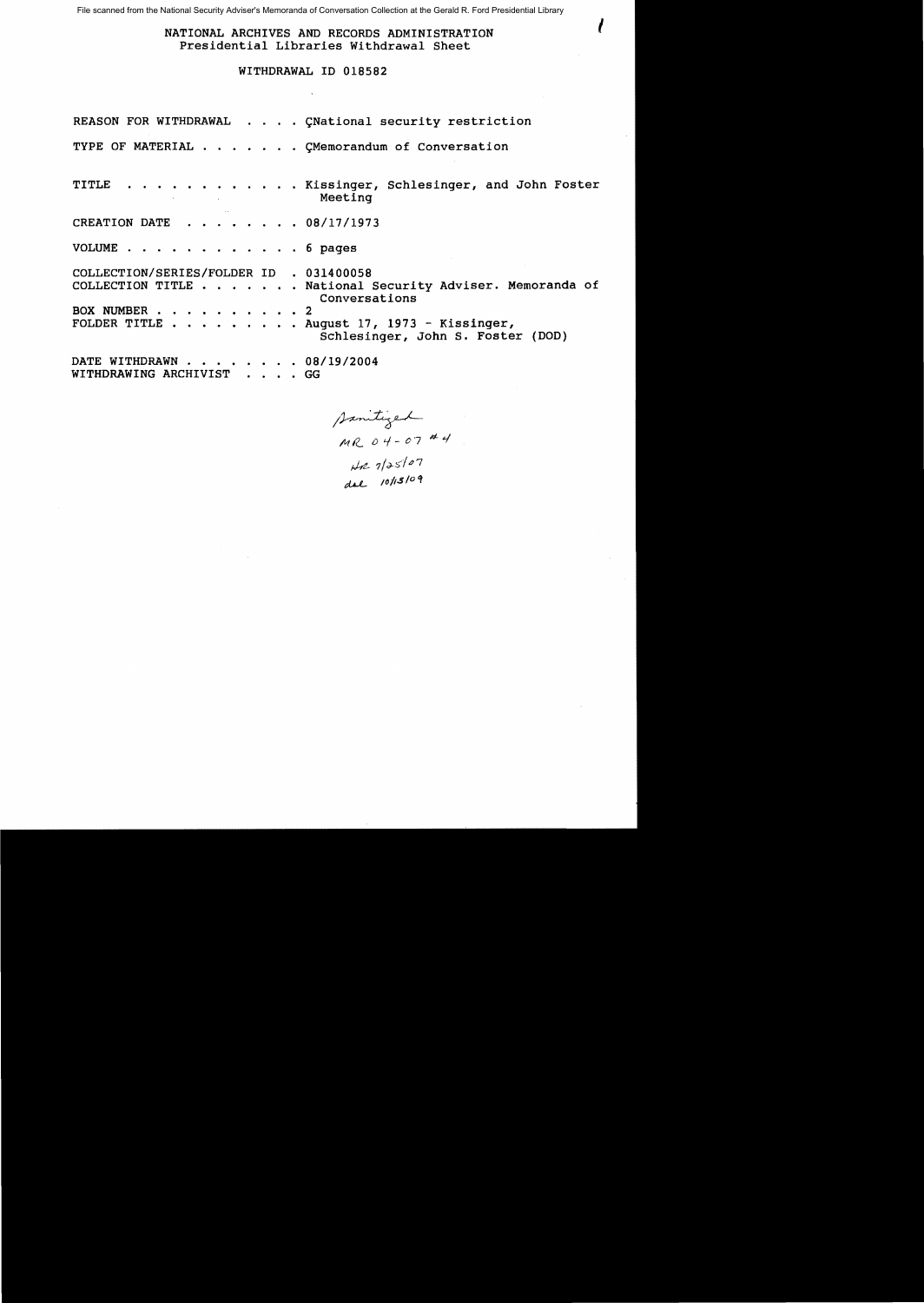File scanned from the National Security Adviser's Memoranda of Conversation Collection at the Gerald R. Ford Presidential Library

NATIONAL ARCHIVES AND RECORDS ADMINISTRATION
Presidential Libraries Withdrawal Sheet

WITHDRAWAL ID 018582

REASON FOR WITHDRAWAL . . . . ÇNational security restriction

TYPE OF MATERIAL . . . . . . . ÇMemorandum of Conversation

TITLE . . . . . . . . . . . . Kissinger, Schlesinger, and John Foster Meeting

CREATION DATE . . . . . . . . 08/17/1973

VOLUME . . . . . . . . . . . . 6 pages

COLLECTION/SERIES/FOLDER ID . 031400058
COLLECTION TITLE . . . . . . . National Security Adviser. Memoranda of Conversations
BOX NUMBER . . . . . . . . . . 2
FOLDER TITLE . . . . . . . . . August 17, 1973 - Kissinger, Schlesinger, John S. Foster (DOD)

DATE WITHDRAWN . . . . . . . . 08/19/2004
WITHDRAWING ARCHIVIST . . . . GG

Sanitized
MR 04-07 #4
NR 7/25/07
dal 10/15/09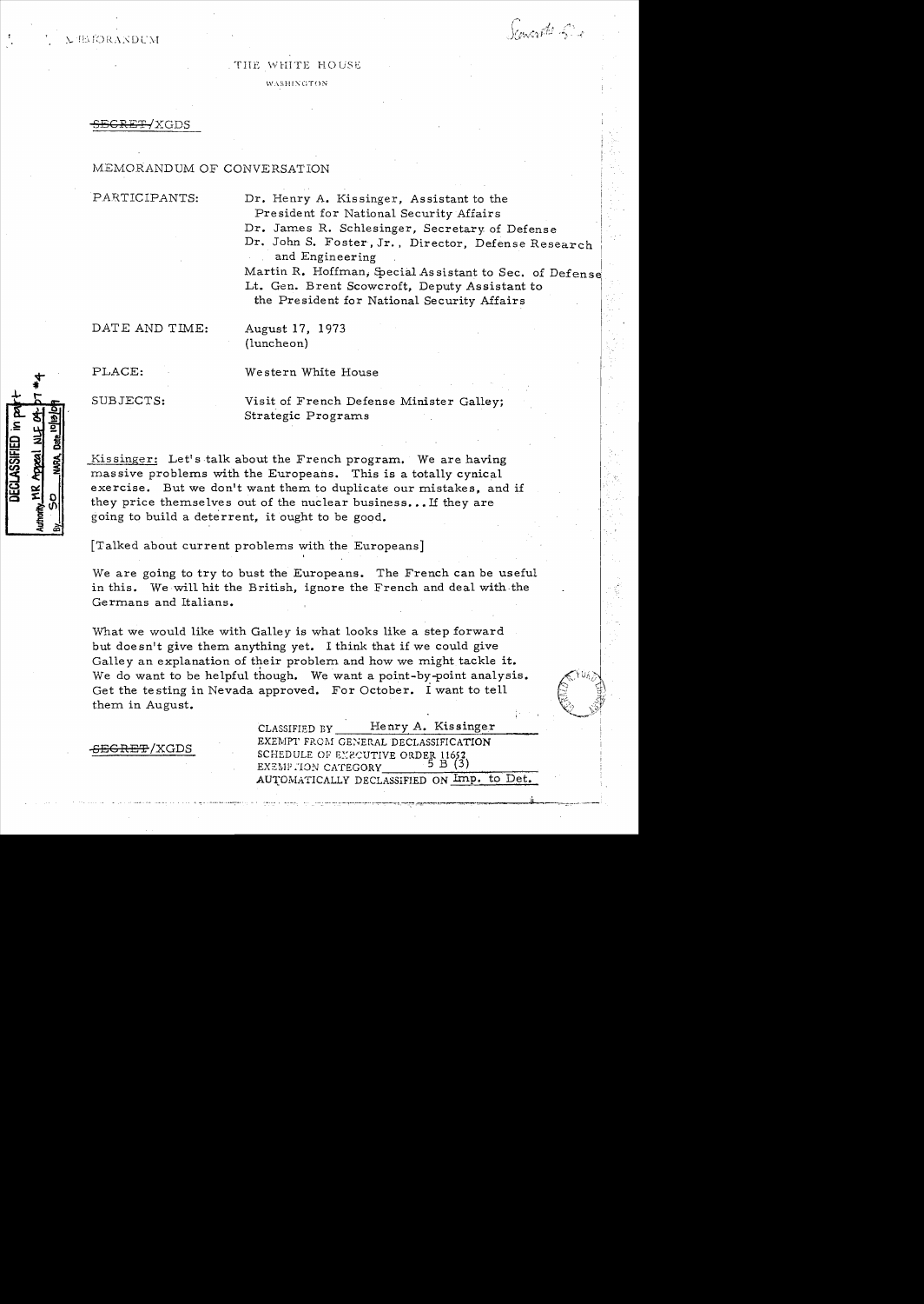MEMORANDUM

THE WHITE HOUSE

WASHINGTON

~~SECRET~~/XGDS

MEMORANDUM OF CONVERSATION

PARTICIPANTS: Dr. Henry A. Kissinger, Assistant to the President for National Security Affairs
Dr. James R. Schlesinger, Secretary of Defense
Dr. John S. Foster, Jr., Director, Defense Research and Engineering
Martin R. Hoffman, Special Assistant to Sec. of Defense
Lt. Gen. Brent Scowcroft, Deputy Assistant to the President for National Security Affairs

DATE AND TIME: August 17, 1973 (luncheon)

PLACE: Western White House

SUBJECTS: Visit of French Defense Minister Galley; Strategic Programs

Kissinger: Let's talk about the French program. We are having massive problems with the Europeans. This is a totally cynical exercise. But we don't want them to duplicate our mistakes, and if they price themselves out of the nuclear business... If they are going to build a deterrent, it ought to be good.

[Talked about current problems with the Europeans]

We are going to try to bust the Europeans. The French can be useful in this. We will hit the British, ignore the French and deal with the Germans and Italians.

What we would like with Galley is what looks like a step forward but doesn't give them anything yet. I think that if we could give Galley an explanation of their problem and how we might tackle it. We do want to be helpful though. We want a point-by-point analysis. Get the testing in Nevada approved. For October. I want to tell them in August.

~~SECRET~~/XGDS

CLASSIFIED BY Henry A. Kissinger
EXEMPT FROM GENERAL DECLASSIFICATION
SCHEDULE OF EXECUTIVE ORDER 11652
EXEMPTION CATEGORY 5 B (3)
AUTOMATICALLY DECLASSIFIED ON Imp. to Det.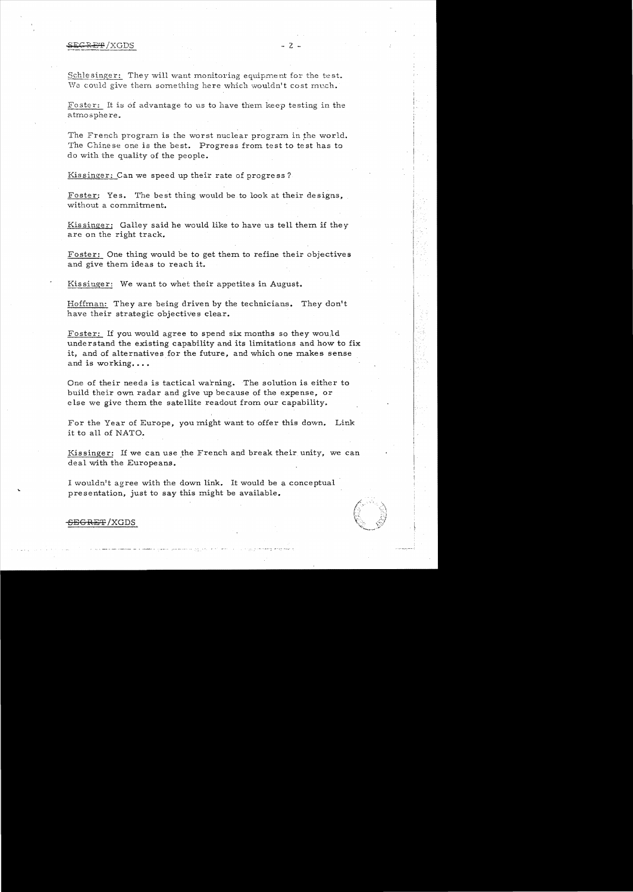Schlesinger: They will want monitoring equipment for the test. We could give them something here which wouldn't cost much.

Foster: It is of advantage to us to have them keep testing in the atmosphere.

The French program is the worst nuclear program in the world. The Chinese one is the best. Progress from test to test has to do with the quality of the people.

Kissinger: Can we speed up their rate of progress?

Foster: Yes. The best thing would be to look at their designs, without a commitment.

Kissinger: Galley said he would like to have us tell them if they are on the right track.

Foster: One thing would be to get them to refine their objectives and give them ideas to reach it.

Kissinger: We want to whet their appetites in August.

Hoffman: They are being driven by the technicians. They don't have their strategic objectives clear.

Foster: If you would agree to spend six months so they would understand the existing capability and its limitations and how to fix it, and of alternatives for the future, and which one makes sense and is working....

One of their needs is tactical warning. The solution is either to build their own radar and give up because of the expense, or else we give them the satellite readout from our capability.

For the Year of Europe, you might want to offer this down. Link it to all of NATO.

Kissinger: If we can use the French and break their unity, we can deal with the Europeans.

I wouldn't agree with the down link. It would be a conceptual presentation, just to say this might be available.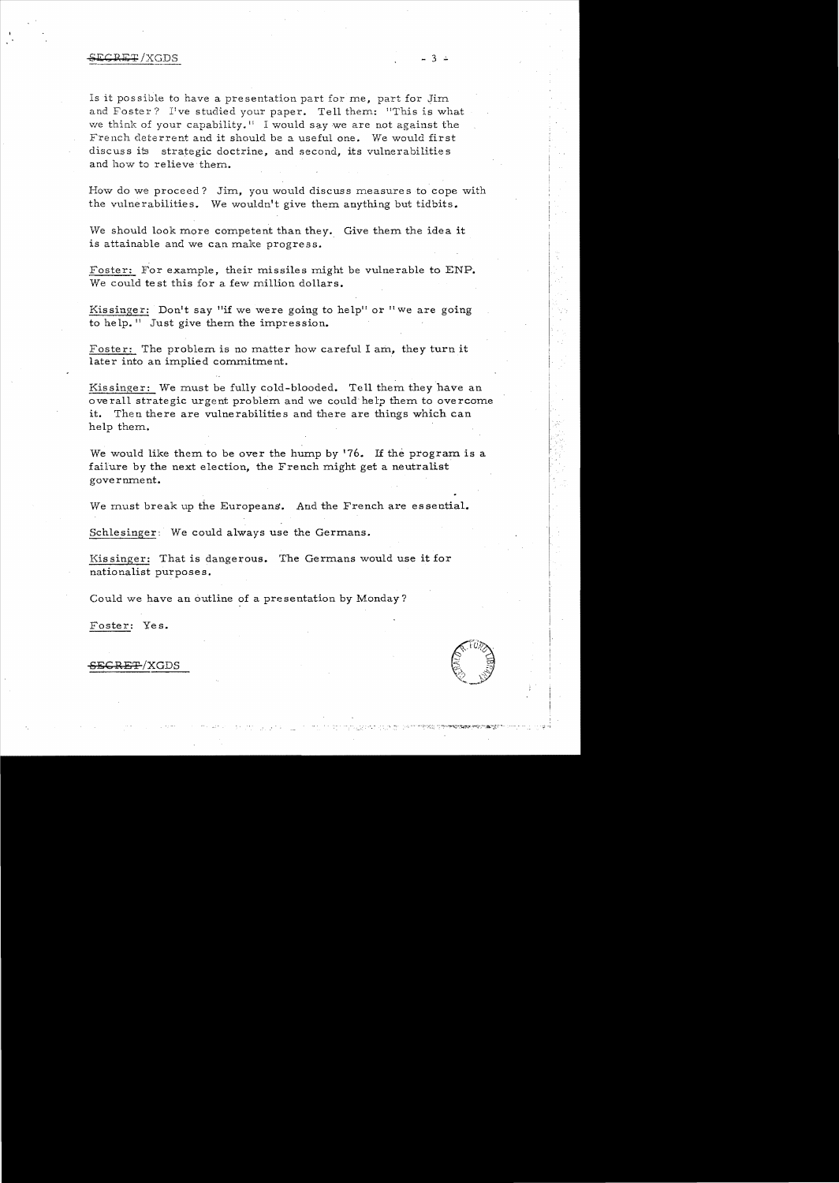Is it possible to have a presentation part for me, part for Jim and Foster? I've studied your paper. Tell them: "This is what we think of your capability." I would say we are not against the French deterrent and it should be a useful one. We would first discuss its strategic doctrine, and second, its vulnerabilities and how to relieve them.

How do we proceed? Jim, you would discuss measures to cope with the vulnerabilities. We wouldn't give them anything but tidbits.

We should look more competent than they. Give them the idea it is attainable and we can make progress.

Foster: For example, their missiles might be vulnerable to ENP. We could test this for a few million dollars.

Kissinger: Don't say "if we were going to help" or "we are going to help." Just give them the impression.

Foster: The problem is no matter how careful I am, they turn it later into an implied commitment.

Kissinger: We must be fully cold-blooded. Tell them they have an overall strategic urgent problem and we could help them to overcome it. Then there are vulnerabilities and there are things which can help them.

We would like them to be over the hump by '76. If the program is a failure by the next election, the French might get a neutralist government.

We must break up the Europeans. And the French are essential.

Schlesinger: We could always use the Germans.

Kissinger: That is dangerous. The Germans would use it for nationalist purposes.

Could we have an outline of a presentation by Monday?

Foster: Yes.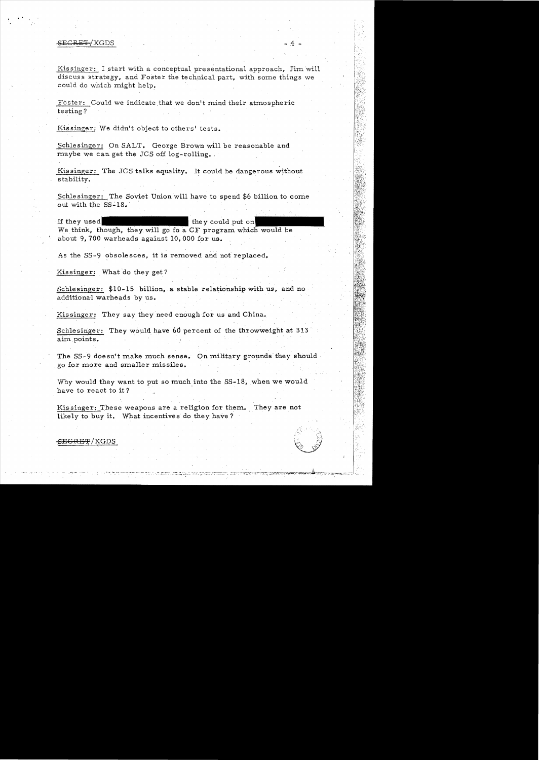Kissinger: I start with a conceptual presentational approach, Jim will discuss strategy, and Foster the technical part, with some things we could do which might help.

Foster: Could we indicate that we don't mind their atmospheric testing?

Kissinger: We didn't object to others' tests.

Schlesinger: On SALT. George Brown will be reasonable and maybe we can get the JCS off log-rolling.

Kissinger: The JCS talks equality. It could be dangerous without stability.

Schlesinger: The Soviet Union will have to spend $6 billion to come out with the SS-18.

If they used [redacted] they could put on [redacted] We think, though, they will go fo a CF program which would be about 9,700 warheads against 10,000 for us.

As the SS-9 obsolesces, it is removed and not replaced.

Kissinger: What do they get?

Schlesinger: $10-15 billion, a stable relationship with us, and no additional warheads by us.

Kissinger: They say they need enough for us and China.

Schlesinger: They would have 60 percent of the throwweight at 313 aim points.

The SS-9 doesn't make much sense. On military grounds they should go for more and smaller missiles.

Why would they want to put so much into the SS-18, when we would have to react to it?

Kissinger: These weapons are a religion for them. They are not likely to buy it. What incentives do they have?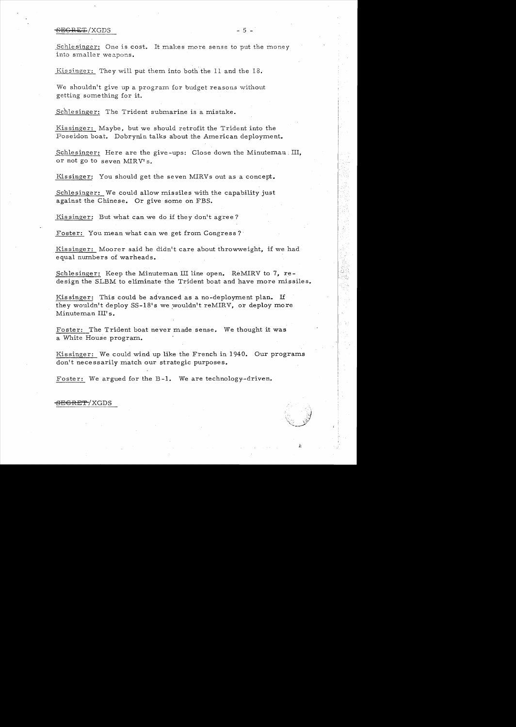Schlesinger: One is cost. It makes more sense to put the money into smaller weapons.

Kissinger: They will put them into both the 11 and the 18.

We shouldn't give up a program for budget reasons without getting something for it.

Schlesinger: The Trident submarine is a mistake.

Kissinger: Maybe, but we should retrofit the Trident into the Poseidon boat. Dobrynin talks about the American deployment.

Schlesinger: Here are the give-ups: Close down the Minuteman III, or not go to seven MIRV's.

Kissinger: You should get the seven MIRVs out as a concept.

Schlesinger: We could allow missiles with the capability just against the Chinese. Or give some on FBS.

Kissinger: But what can we do if they don't agree?

Foster: You mean what can we get from Congress?

Kissinger: Moorer said he didn't care about throwweight, if we had equal numbers of warheads.

Schlesinger: Keep the Minuteman III line open. ReMIRV to 7, redesign the SLBM to eliminate the Trident boat and have more missiles.

Kissinger: This could be advanced as a no-deployment plan. If they wouldn't deploy SS-18's we wouldn't reMIRV, or deploy more Minuteman III's.

Foster: The Trident boat never made sense. We thought it was a White House program.

Kissinger: We could wind up like the French in 1940. Our programs don't necessarily match our strategic purposes.

Foster: We argued for the B-1. We are technology-driven.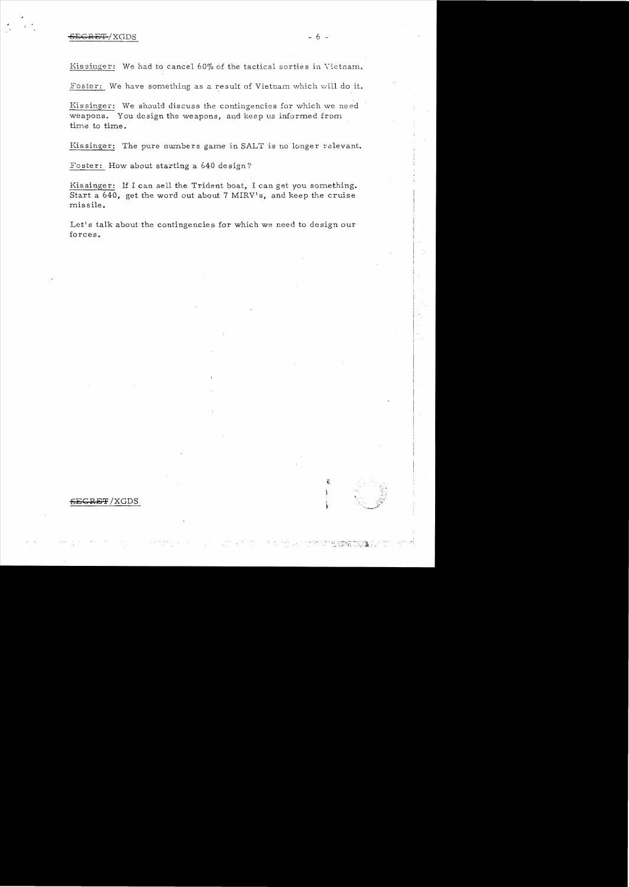Kissinger: We had to cancel 60% of the tactical sorties in Vietnam.

Foster: We have something as a result of Vietnam which will do it.

Kissinger: We should discuss the contingencies for which we need weapons. You design the weapons, and keep us informed from time to time.

Kissinger: The pure numbers game in SALT is no longer relevant.

Foster: How about starting a 640 design?

Kissinger: If I can sell the Trident boat, I can get you something. Start a 640, get the word out about 7 MIRV's, and keep the cruise missile.

Let's talk about the contingencies for which we need to design our forces.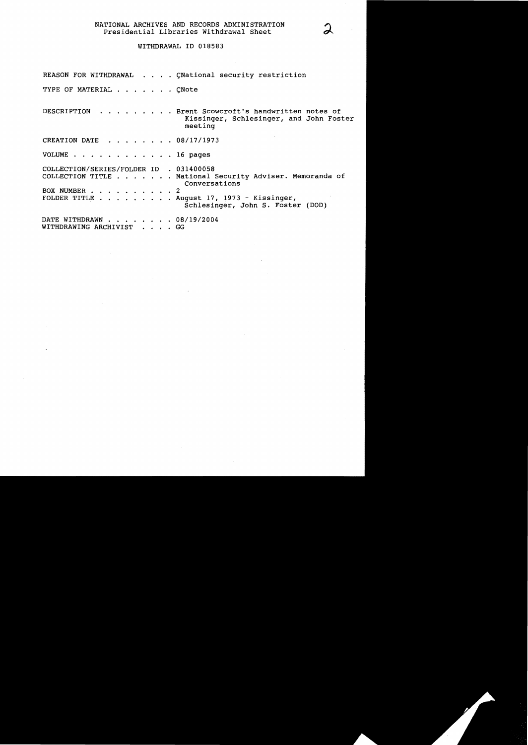NATIONAL ARCHIVES AND RECORDS ADMINISTRATION
Presidential Libraries Withdrawal Sheet

2

WITHDRAWAL ID 018583

REASON FOR WITHDRAWAL . . . . ÇNational security restriction

TYPE OF MATERIAL . . . . . . . ÇNote

DESCRIPTION . . . . . . . . . Brent Scowcroft's handwritten notes of Kissinger, Schlesinger, and John Foster meeting

CREATION DATE . . . . . . . . 08/17/1973

VOLUME . . . . . . . . . . . . 16 pages

COLLECTION/SERIES/FOLDER ID . 031400058
COLLECTION TITLE . . . . . . . National Security Adviser. Memoranda of Conversations
BOX NUMBER . . . . . . . . . . 2
FOLDER TITLE . . . . . . . . . August 17, 1973 - Kissinger, Schlesinger, John S. Foster (DOD)

DATE WITHDRAWN . . . . . . . . 08/19/2004
WITHDRAWING ARCHIVIST . . . . GG